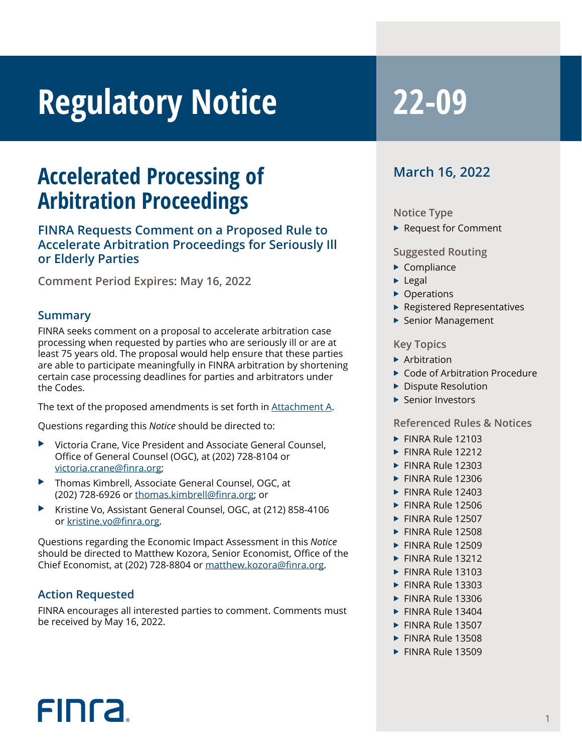# Regulatory Notice 22-09

## Accelerated Processing of Arbitration Proceedings

### FINRA Requests Comment on a Proposed Rule to Accelerate Arbitration Proceedings for Seriously Ill or Elderly Parties

**Comment Period Expires: May 16, 2022**

### Summary

FINRA seeks comment on a proposal to accelerate arbitration case processing when requested by parties who are seriously ill or are at least 75 years old. The proposal would help ensure that these parties are able to participate meaningfully in FINRA arbitration by shortening certain case processing deadlines for parties and arbitrators under the Codes.

The text of the proposed amendments is set forth in Attachment A.

Questions regarding this *Notice* should be directed to:

- Victoria Crane, Vice President and Associate General Counsel, Office of General Counsel (OGC), at (202) 728-8104 or victoria.crane@finra.org;
- Thomas Kimbrell, Associate General Counsel, OGC, at (202) 728-6926 or thomas.kimbrell@finra.org; or
- Kristine Vo, Assistant General Counsel, OGC, at (212) 858-4106 or kristine.vo@finra.org.

Questions regarding the Economic Impact Assessment in this *Notice* should be directed to Matthew Kozora, Senior Economist, Office of the Chief Economist, at (202) 728-8804 or matthew.kozora@finra.org.

### Action Requested

FINRA encourages all interested parties to comment. Comments must be received by May 16, 2022.

**March 16, 2022**

#### Notice Type

- Request for Comment

#### Suggested Routing

- Compliance
- Legal
- Operations
- Registered Representatives
- Senior Management

#### Key Topics

- Arbitration
- Code of Arbitration Procedure
- Dispute Resolution
- Senior Investors

#### Referenced Rules & Notices

- FINRA Rule 12103
- FINRA Rule 12212
- FINRA Rule 12303
- FINRA Rule 12306
- FINRA Rule 12403
- FINRA Rule 12506
- FINRA Rule 12507
- FINRA Rule 12508
- FINRA Rule 12509
- FINRA Rule 13212
- FINRA Rule 13103
- FINRA Rule 13303
- FINRA Rule 13306
- FINRA Rule 13404
- FINRA Rule 13507
- FINRA Rule 13508
- FINRA Rule 13509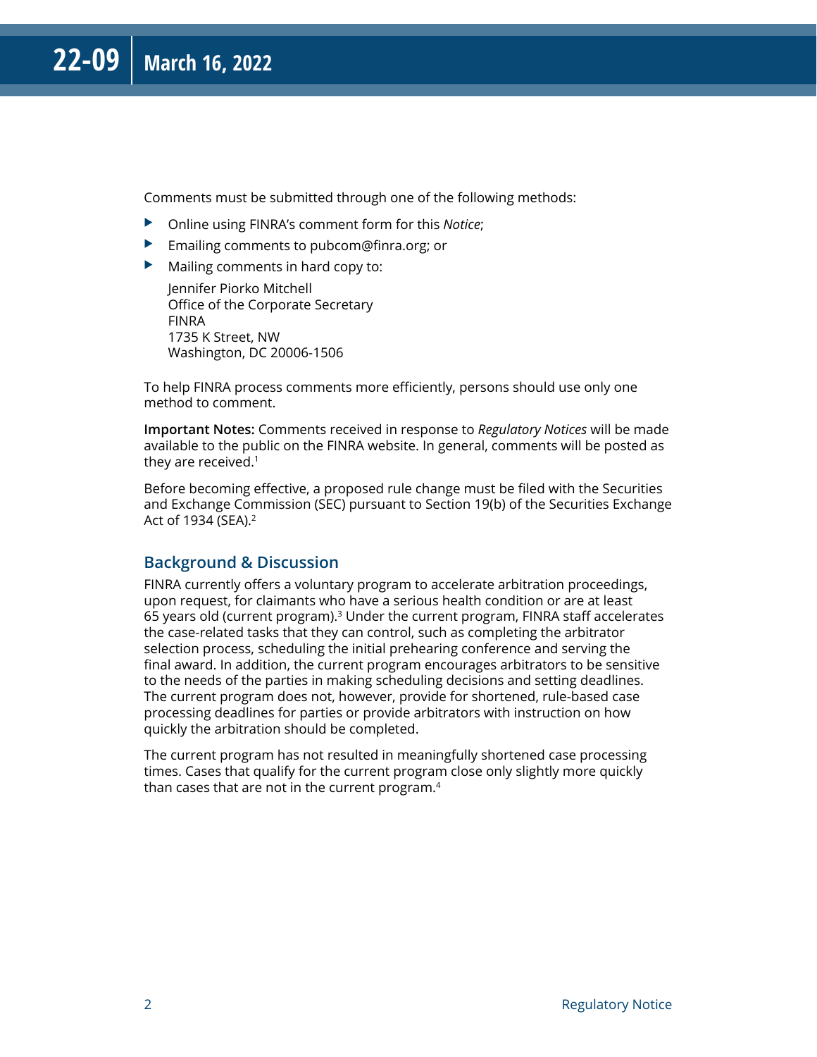Comments must be submitted through one of the following methods:

- Online using FINRA's comment form for this *Notice*;
- Emailing comments to pubcom@finra.org; or
- Mailing comments in hard copy to:

  Jennifer Piorko Mitchell
  Office of the Corporate Secretary
  FINRA
  1735 K Street, NW
  Washington, DC 20006-1506

To help FINRA process comments more efficiently, persons should use only one method to comment.

**Important Notes:** Comments received in response to *Regulatory Notices* will be made available to the public on the FINRA website. In general, comments will be posted as they are received.[1]

Before becoming effective, a proposed rule change must be filed with the Securities and Exchange Commission (SEC) pursuant to Section 19(b) of the Securities Exchange Act of 1934 (SEA).[2]

## Background & Discussion

FINRA currently offers a voluntary program to accelerate arbitration proceedings, upon request, for claimants who have a serious health condition or are at least 65 years old (current program).[3] Under the current program, FINRA staff accelerates the case-related tasks that they can control, such as completing the arbitrator selection process, scheduling the initial prehearing conference and serving the final award. In addition, the current program encourages arbitrators to be sensitive to the needs of the parties in making scheduling decisions and setting deadlines. The current program does not, however, provide for shortened, rule-based case processing deadlines for parties or provide arbitrators with instruction on how quickly the arbitration should be completed.

The current program has not resulted in meaningfully shortened case processing times. Cases that qualify for the current program close only slightly more quickly than cases that are not in the current program.[4]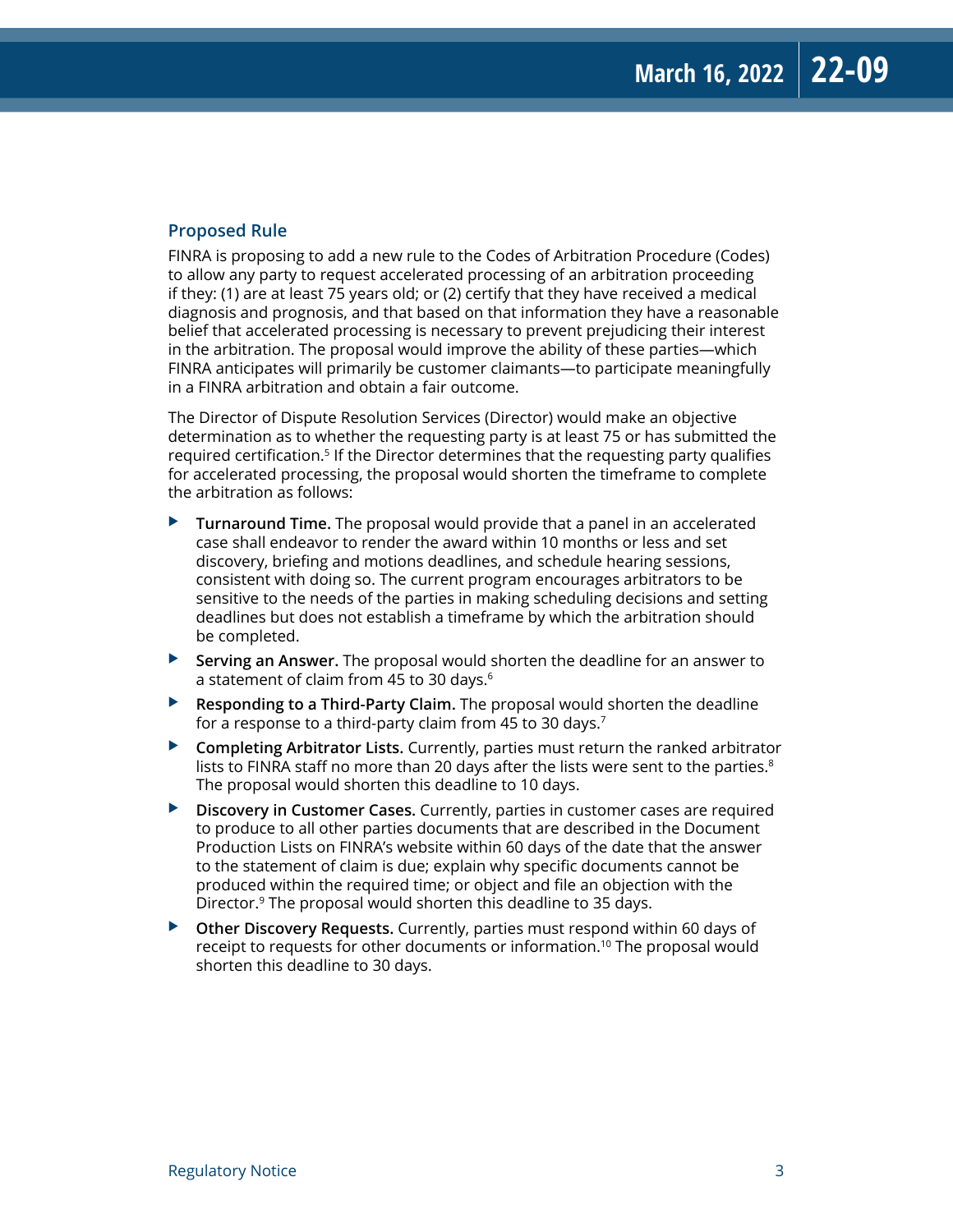## Proposed Rule

FINRA is proposing to add a new rule to the Codes of Arbitration Procedure (Codes) to allow any party to request accelerated processing of an arbitration proceeding if they: (1) are at least 75 years old; or (2) certify that they have received a medical diagnosis and prognosis, and that based on that information they have a reasonable belief that accelerated processing is necessary to prevent prejudicing their interest in the arbitration. The proposal would improve the ability of these parties—which FINRA anticipates will primarily be customer claimants—to participate meaningfully in a FINRA arbitration and obtain a fair outcome.

The Director of Dispute Resolution Services (Director) would make an objective determination as to whether the requesting party is at least 75 or has submitted the required certification.[5] If the Director determines that the requesting party qualifies for accelerated processing, the proposal would shorten the timeframe to complete the arbitration as follows:

- **Turnaround Time.** The proposal would provide that a panel in an accelerated case shall endeavor to render the award within 10 months or less and set discovery, briefing and motions deadlines, and schedule hearing sessions, consistent with doing so. The current program encourages arbitrators to be sensitive to the needs of the parties in making scheduling decisions and setting deadlines but does not establish a timeframe by which the arbitration should be completed.
- **Serving an Answer.** The proposal would shorten the deadline for an answer to a statement of claim from 45 to 30 days.[6]
- **Responding to a Third-Party Claim.** The proposal would shorten the deadline for a response to a third-party claim from 45 to 30 days.[7]
- **Completing Arbitrator Lists.** Currently, parties must return the ranked arbitrator lists to FINRA staff no more than 20 days after the lists were sent to the parties.[8] The proposal would shorten this deadline to 10 days.
- **Discovery in Customer Cases.** Currently, parties in customer cases are required to produce to all other parties documents that are described in the Document Production Lists on FINRA's website within 60 days of the date that the answer to the statement of claim is due; explain why specific documents cannot be produced within the required time; or object and file an objection with the Director.[9] The proposal would shorten this deadline to 35 days.
- **Other Discovery Requests.** Currently, parties must respond within 60 days of receipt to requests for other documents or information.[10] The proposal would shorten this deadline to 30 days.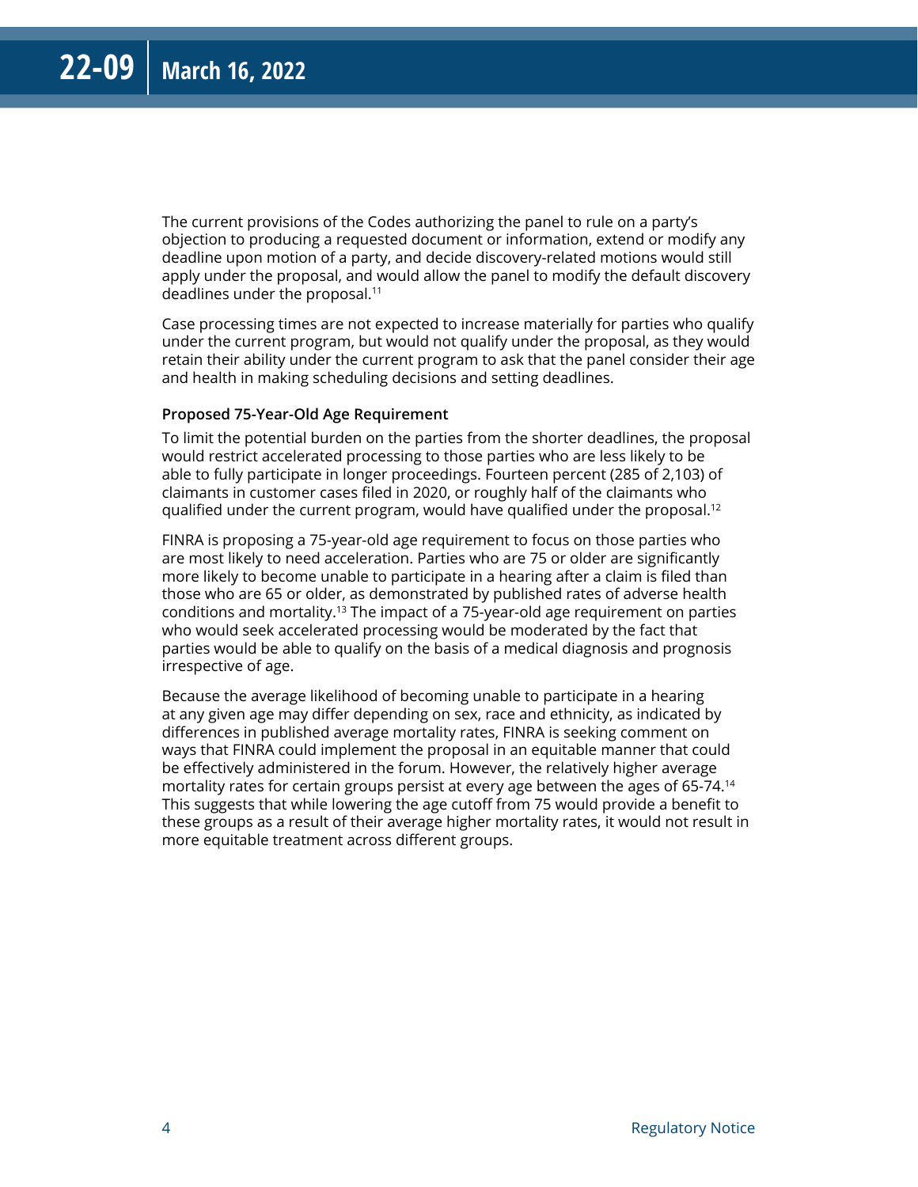The current provisions of the Codes authorizing the panel to rule on a party's objection to producing a requested document or information, extend or modify any deadline upon motion of a party, and decide discovery-related motions would still apply under the proposal, and would allow the panel to modify the default discovery deadlines under the proposal.[11]

Case processing times are not expected to increase materially for parties who qualify under the current program, but would not qualify under the proposal, as they would retain their ability under the current program to ask that the panel consider their age and health in making scheduling decisions and setting deadlines.

**Proposed 75-Year-Old Age Requirement**

To limit the potential burden on the parties from the shorter deadlines, the proposal would restrict accelerated processing to those parties who are less likely to be able to fully participate in longer proceedings. Fourteen percent (285 of 2,103) of claimants in customer cases filed in 2020, or roughly half of the claimants who qualified under the current program, would have qualified under the proposal.[12]

FINRA is proposing a 75-year-old age requirement to focus on those parties who are most likely to need acceleration. Parties who are 75 or older are significantly more likely to become unable to participate in a hearing after a claim is filed than those who are 65 or older, as demonstrated by published rates of adverse health conditions and mortality.[13] The impact of a 75-year-old age requirement on parties who would seek accelerated processing would be moderated by the fact that parties would be able to qualify on the basis of a medical diagnosis and prognosis irrespective of age.

Because the average likelihood of becoming unable to participate in a hearing at any given age may differ depending on sex, race and ethnicity, as indicated by differences in published average mortality rates, FINRA is seeking comment on ways that FINRA could implement the proposal in an equitable manner that could be effectively administered in the forum. However, the relatively higher average mortality rates for certain groups persist at every age between the ages of 65-74.[14] This suggests that while lowering the age cutoff from 75 would provide a benefit to these groups as a result of their average higher mortality rates, it would not result in more equitable treatment across different groups.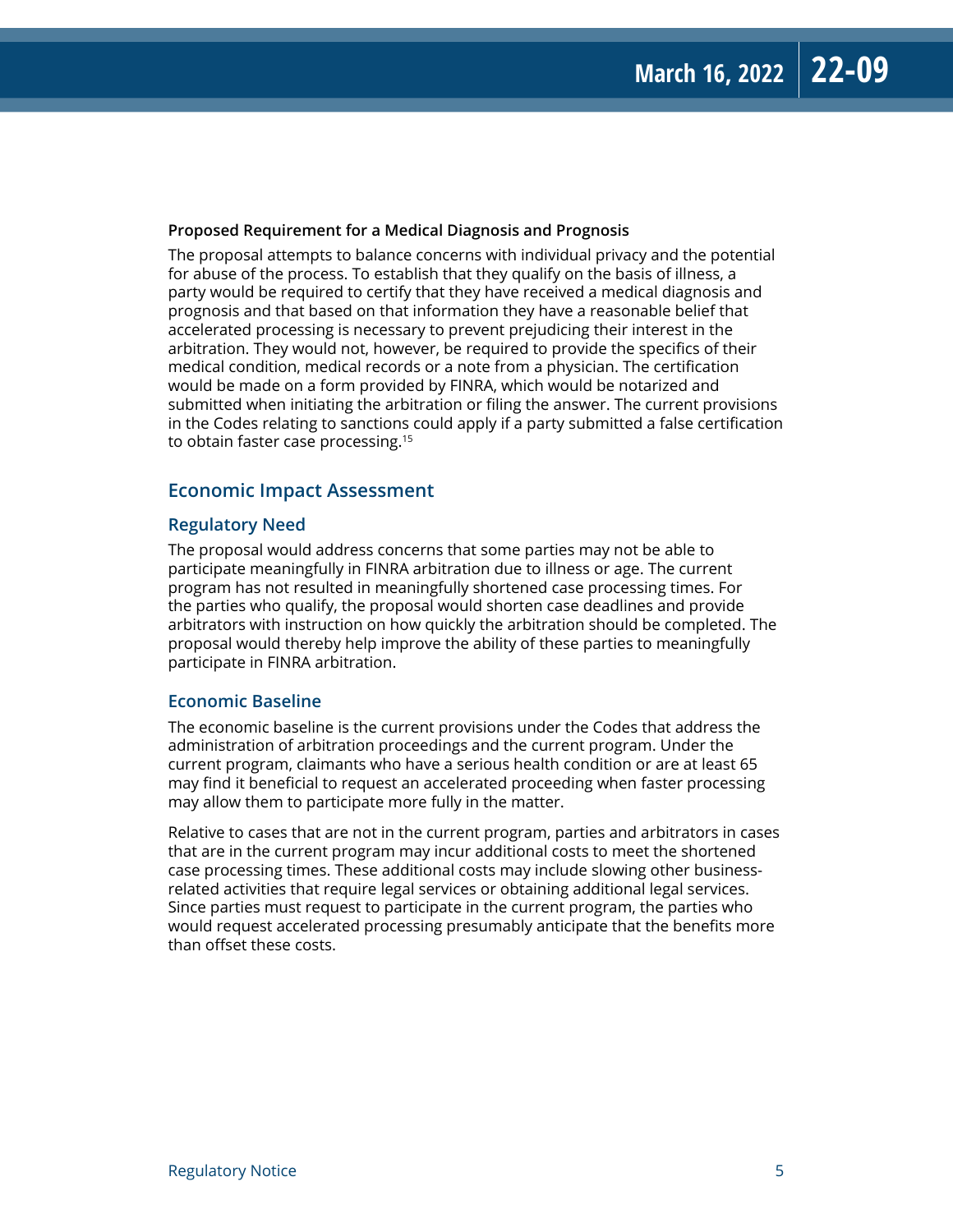#### Proposed Requirement for a Medical Diagnosis and Prognosis

The proposal attempts to balance concerns with individual privacy and the potential for abuse of the process. To establish that they qualify on the basis of illness, a party would be required to certify that they have received a medical diagnosis and prognosis and that based on that information they have a reasonable belief that accelerated processing is necessary to prevent prejudicing their interest in the arbitration. They would not, however, be required to provide the specifics of their medical condition, medical records or a note from a physician. The certification would be made on a form provided by FINRA, which would be notarized and submitted when initiating the arbitration or filing the answer. The current provisions in the Codes relating to sanctions could apply if a party submitted a false certification to obtain faster case processing.[15]

## Economic Impact Assessment

### Regulatory Need

The proposal would address concerns that some parties may not be able to participate meaningfully in FINRA arbitration due to illness or age. The current program has not resulted in meaningfully shortened case processing times. For the parties who qualify, the proposal would shorten case deadlines and provide arbitrators with instruction on how quickly the arbitration should be completed. The proposal would thereby help improve the ability of these parties to meaningfully participate in FINRA arbitration.

### Economic Baseline

The economic baseline is the current provisions under the Codes that address the administration of arbitration proceedings and the current program. Under the current program, claimants who have a serious health condition or are at least 65 may find it beneficial to request an accelerated proceeding when faster processing may allow them to participate more fully in the matter.

Relative to cases that are not in the current program, parties and arbitrators in cases that are in the current program may incur additional costs to meet the shortened case processing times. These additional costs may include slowing other business-related activities that require legal services or obtaining additional legal services. Since parties must request to participate in the current program, the parties who would request accelerated processing presumably anticipate that the benefits more than offset these costs.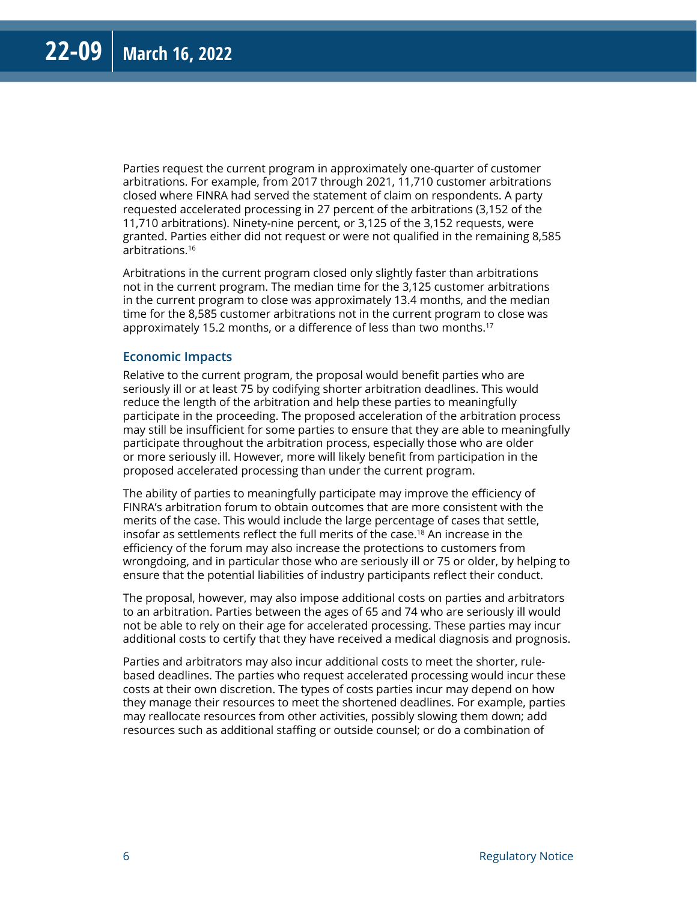Parties request the current program in approximately one-quarter of customer arbitrations. For example, from 2017 through 2021, 11,710 customer arbitrations closed where FINRA had served the statement of claim on respondents. A party requested accelerated processing in 27 percent of the arbitrations (3,152 of the 11,710 arbitrations). Ninety-nine percent, or 3,125 of the 3,152 requests, were granted. Parties either did not request or were not qualified in the remaining 8,585 arbitrations.[16]

Arbitrations in the current program closed only slightly faster than arbitrations not in the current program. The median time for the 3,125 customer arbitrations in the current program to close was approximately 13.4 months, and the median time for the 8,585 customer arbitrations not in the current program to close was approximately 15.2 months, or a difference of less than two months.[17]

### Economic Impacts

Relative to the current program, the proposal would benefit parties who are seriously ill or at least 75 by codifying shorter arbitration deadlines. This would reduce the length of the arbitration and help these parties to meaningfully participate in the proceeding. The proposed acceleration of the arbitration process may still be insufficient for some parties to ensure that they are able to meaningfully participate throughout the arbitration process, especially those who are older or more seriously ill. However, more will likely benefit from participation in the proposed accelerated processing than under the current program.

The ability of parties to meaningfully participate may improve the efficiency of FINRA's arbitration forum to obtain outcomes that are more consistent with the merits of the case. This would include the large percentage of cases that settle, insofar as settlements reflect the full merits of the case.[18] An increase in the efficiency of the forum may also increase the protections to customers from wrongdoing, and in particular those who are seriously ill or 75 or older, by helping to ensure that the potential liabilities of industry participants reflect their conduct.

The proposal, however, may also impose additional costs on parties and arbitrators to an arbitration. Parties between the ages of 65 and 74 who are seriously ill would not be able to rely on their age for accelerated processing. These parties may incur additional costs to certify that they have received a medical diagnosis and prognosis.

Parties and arbitrators may also incur additional costs to meet the shorter, rule-based deadlines. The parties who request accelerated processing would incur these costs at their own discretion. The types of costs parties incur may depend on how they manage their resources to meet the shortened deadlines. For example, parties may reallocate resources from other activities, possibly slowing them down; add resources such as additional staffing or outside counsel; or do a combination of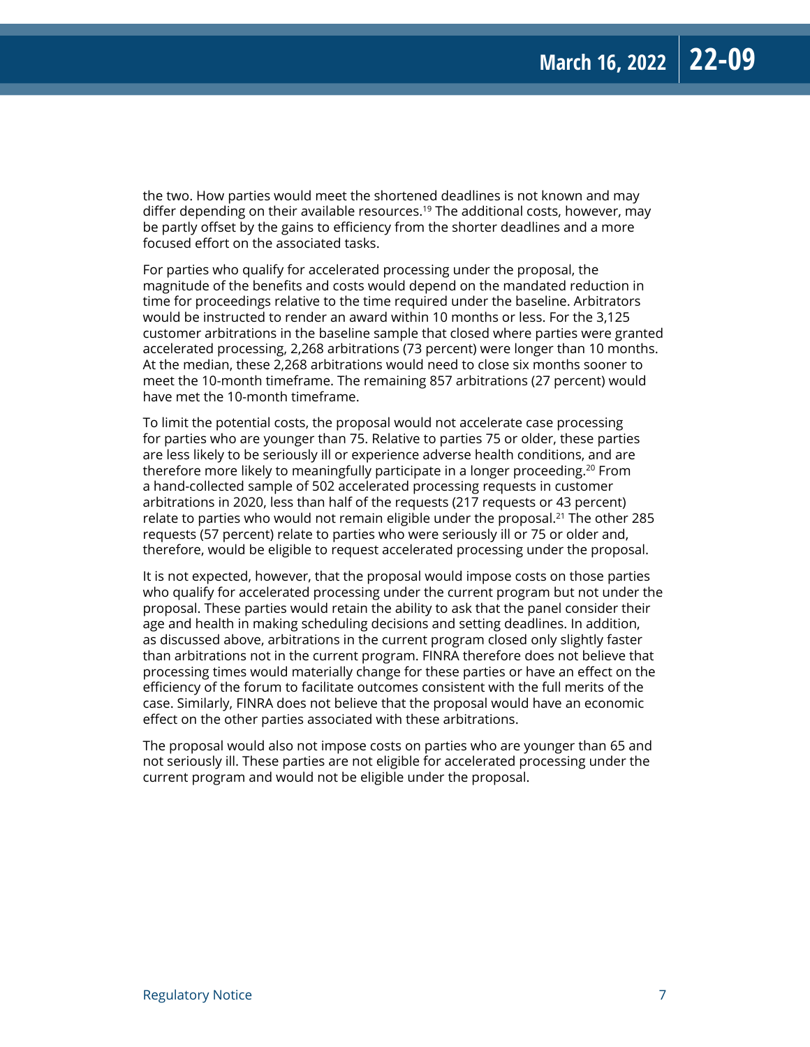the two. How parties would meet the shortened deadlines is not known and may differ depending on their available resources.[19] The additional costs, however, may be partly offset by the gains to efficiency from the shorter deadlines and a more focused effort on the associated tasks.

For parties who qualify for accelerated processing under the proposal, the magnitude of the benefits and costs would depend on the mandated reduction in time for proceedings relative to the time required under the baseline. Arbitrators would be instructed to render an award within 10 months or less. For the 3,125 customer arbitrations in the baseline sample that closed where parties were granted accelerated processing, 2,268 arbitrations (73 percent) were longer than 10 months. At the median, these 2,268 arbitrations would need to close six months sooner to meet the 10-month timeframe. The remaining 857 arbitrations (27 percent) would have met the 10-month timeframe.

To limit the potential costs, the proposal would not accelerate case processing for parties who are younger than 75. Relative to parties 75 or older, these parties are less likely to be seriously ill or experience adverse health conditions, and are therefore more likely to meaningfully participate in a longer proceeding.[20] From a hand-collected sample of 502 accelerated processing requests in customer arbitrations in 2020, less than half of the requests (217 requests or 43 percent) relate to parties who would not remain eligible under the proposal.[21] The other 285 requests (57 percent) relate to parties who were seriously ill or 75 or older and, therefore, would be eligible to request accelerated processing under the proposal.

It is not expected, however, that the proposal would impose costs on those parties who qualify for accelerated processing under the current program but not under the proposal. These parties would retain the ability to ask that the panel consider their age and health in making scheduling decisions and setting deadlines. In addition, as discussed above, arbitrations in the current program closed only slightly faster than arbitrations not in the current program. FINRA therefore does not believe that processing times would materially change for these parties or have an effect on the efficiency of the forum to facilitate outcomes consistent with the full merits of the case. Similarly, FINRA does not believe that the proposal would have an economic effect on the other parties associated with these arbitrations.

The proposal would also not impose costs on parties who are younger than 65 and not seriously ill. These parties are not eligible for accelerated processing under the current program and would not be eligible under the proposal.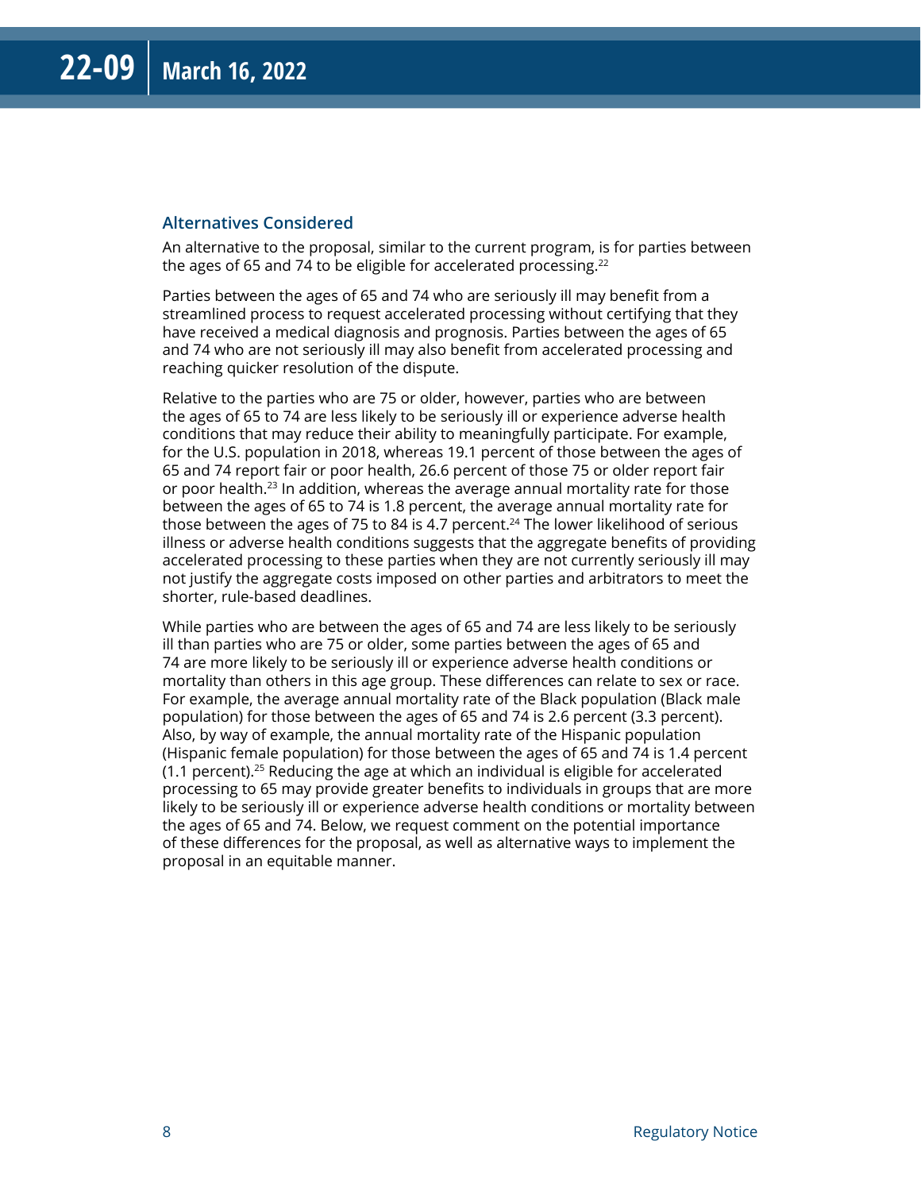### Alternatives Considered

An alternative to the proposal, similar to the current program, is for parties between the ages of 65 and 74 to be eligible for accelerated processing.[22]

Parties between the ages of 65 and 74 who are seriously ill may benefit from a streamlined process to request accelerated processing without certifying that they have received a medical diagnosis and prognosis. Parties between the ages of 65 and 74 who are not seriously ill may also benefit from accelerated processing and reaching quicker resolution of the dispute.

Relative to the parties who are 75 or older, however, parties who are between the ages of 65 to 74 are less likely to be seriously ill or experience adverse health conditions that may reduce their ability to meaningfully participate. For example, for the U.S. population in 2018, whereas 19.1 percent of those between the ages of 65 and 74 report fair or poor health, 26.6 percent of those 75 or older report fair or poor health.[23] In addition, whereas the average annual mortality rate for those between the ages of 65 to 74 is 1.8 percent, the average annual mortality rate for those between the ages of 75 to 84 is 4.7 percent.[24] The lower likelihood of serious illness or adverse health conditions suggests that the aggregate benefits of providing accelerated processing to these parties when they are not currently seriously ill may not justify the aggregate costs imposed on other parties and arbitrators to meet the shorter, rule-based deadlines.

While parties who are between the ages of 65 and 74 are less likely to be seriously ill than parties who are 75 or older, some parties between the ages of 65 and 74 are more likely to be seriously ill or experience adverse health conditions or mortality than others in this age group. These differences can relate to sex or race. For example, the average annual mortality rate of the Black population (Black male population) for those between the ages of 65 and 74 is 2.6 percent (3.3 percent). Also, by way of example, the annual mortality rate of the Hispanic population (Hispanic female population) for those between the ages of 65 and 74 is 1.4 percent (1.1 percent).[25] Reducing the age at which an individual is eligible for accelerated processing to 65 may provide greater benefits to individuals in groups that are more likely to be seriously ill or experience adverse health conditions or mortality between the ages of 65 and 74. Below, we request comment on the potential importance of these differences for the proposal, as well as alternative ways to implement the proposal in an equitable manner.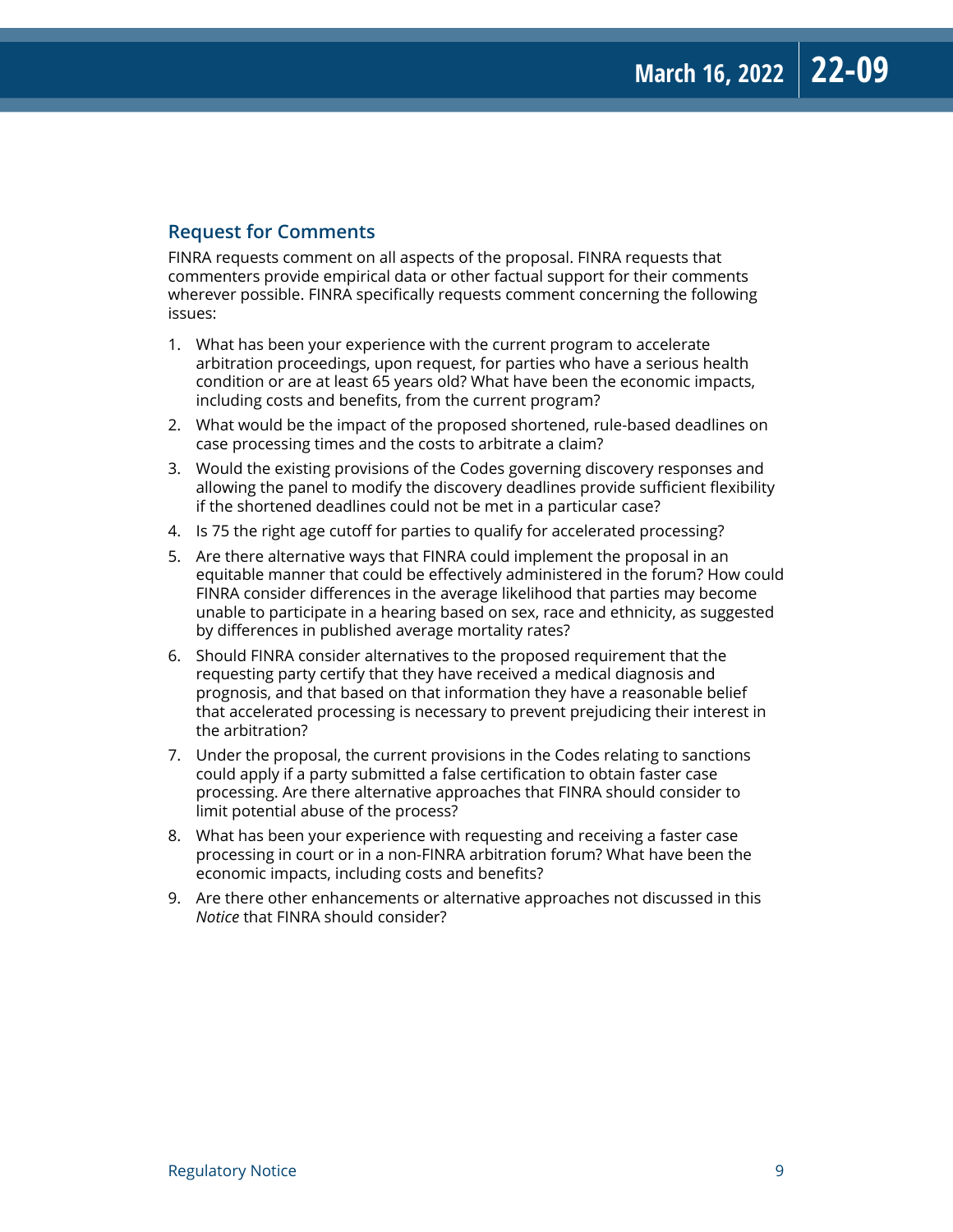## Request for Comments

FINRA requests comment on all aspects of the proposal. FINRA requests that commenters provide empirical data or other factual support for their comments wherever possible. FINRA specifically requests comment concerning the following issues:

1. What has been your experience with the current program to accelerate arbitration proceedings, upon request, for parties who have a serious health condition or are at least 65 years old? What have been the economic impacts, including costs and benefits, from the current program?
2. What would be the impact of the proposed shortened, rule-based deadlines on case processing times and the costs to arbitrate a claim?
3. Would the existing provisions of the Codes governing discovery responses and allowing the panel to modify the discovery deadlines provide sufficient flexibility if the shortened deadlines could not be met in a particular case?
4. Is 75 the right age cutoff for parties to qualify for accelerated processing?
5. Are there alternative ways that FINRA could implement the proposal in an equitable manner that could be effectively administered in the forum? How could FINRA consider differences in the average likelihood that parties may become unable to participate in a hearing based on sex, race and ethnicity, as suggested by differences in published average mortality rates?
6. Should FINRA consider alternatives to the proposed requirement that the requesting party certify that they have received a medical diagnosis and prognosis, and that based on that information they have a reasonable belief that accelerated processing is necessary to prevent prejudicing their interest in the arbitration?
7. Under the proposal, the current provisions in the Codes relating to sanctions could apply if a party submitted a false certification to obtain faster case processing. Are there alternative approaches that FINRA should consider to limit potential abuse of the process?
8. What has been your experience with requesting and receiving a faster case processing in court or in a non-FINRA arbitration forum? What have been the economic impacts, including costs and benefits?
9. Are there other enhancements or alternative approaches not discussed in this *Notice* that FINRA should consider?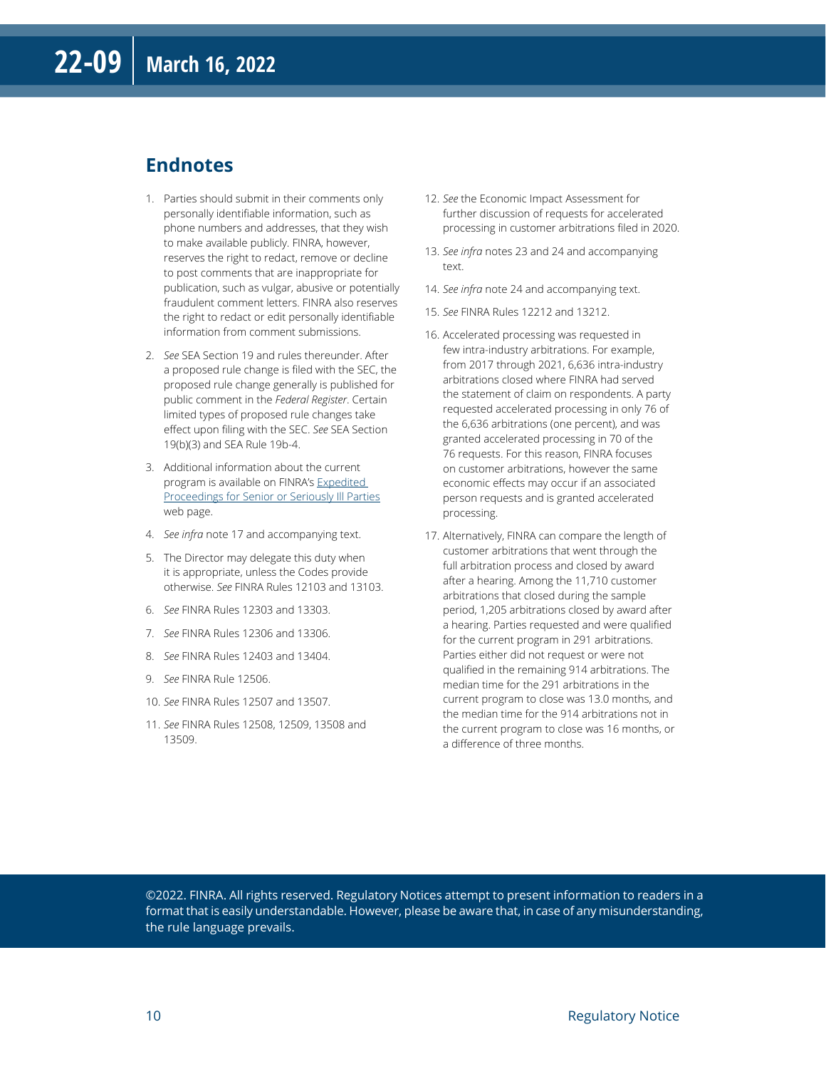## Endnotes

1. Parties should submit in their comments only personally identifiable information, such as phone numbers and addresses, that they wish to make available publicly. FINRA, however, reserves the right to redact, remove or decline to post comments that are inappropriate for publication, such as vulgar, abusive or potentially fraudulent comment letters. FINRA also reserves the right to redact or edit personally identifiable information from comment submissions.

2. *See* SEA Section 19 and rules thereunder. After a proposed rule change is filed with the SEC, the proposed rule change generally is published for public comment in the *Federal Register*. Certain limited types of proposed rule changes take effect upon filing with the SEC. *See* SEA Section 19(b)(3) and SEA Rule 19b-4.

3. Additional information about the current program is available on FINRA's Expedited Proceedings for Senior or Seriously Ill Parties web page.

4. *See infra* note 17 and accompanying text.

5. The Director may delegate this duty when it is appropriate, unless the Codes provide otherwise. *See* FINRA Rules 12103 and 13103.

6. *See* FINRA Rules 12303 and 13303.

7. *See* FINRA Rules 12306 and 13306.

8. *See* FINRA Rules 12403 and 13404.

9. *See* FINRA Rule 12506.

10. *See* FINRA Rules 12507 and 13507.

11. *See* FINRA Rules 12508, 12509, 13508 and 13509.

12. *See* the Economic Impact Assessment for further discussion of requests for accelerated processing in customer arbitrations filed in 2020.

13. *See infra* notes 23 and 24 and accompanying text.

14. *See infra* note 24 and accompanying text.

15. *See* FINRA Rules 12212 and 13212.

16. Accelerated processing was requested in few intra-industry arbitrations. For example, from 2017 through 2021, 6,636 intra-industry arbitrations closed where FINRA had served the statement of claim on respondents. A party requested accelerated processing in only 76 of the 6,636 arbitrations (one percent), and was granted accelerated processing in 70 of the 76 requests. For this reason, FINRA focuses on customer arbitrations, however the same economic effects may occur if an associated person requests and is granted accelerated processing.

17. Alternatively, FINRA can compare the length of customer arbitrations that went through the full arbitration process and closed by award after a hearing. Among the 11,710 customer arbitrations that closed during the sample period, 1,205 arbitrations closed by award after a hearing. Parties requested and were qualified for the current program in 291 arbitrations. Parties either did not request or were not qualified in the remaining 914 arbitrations. The median time for the 291 arbitrations in the current program to close was 13.0 months, and the median time for the 914 arbitrations not in the current program to close was 16 months, or a difference of three months.

©2022. FINRA. All rights reserved. Regulatory Notices attempt to present information to readers in a format that is easily understandable. However, please be aware that, in case of any misunderstanding, the rule language prevails.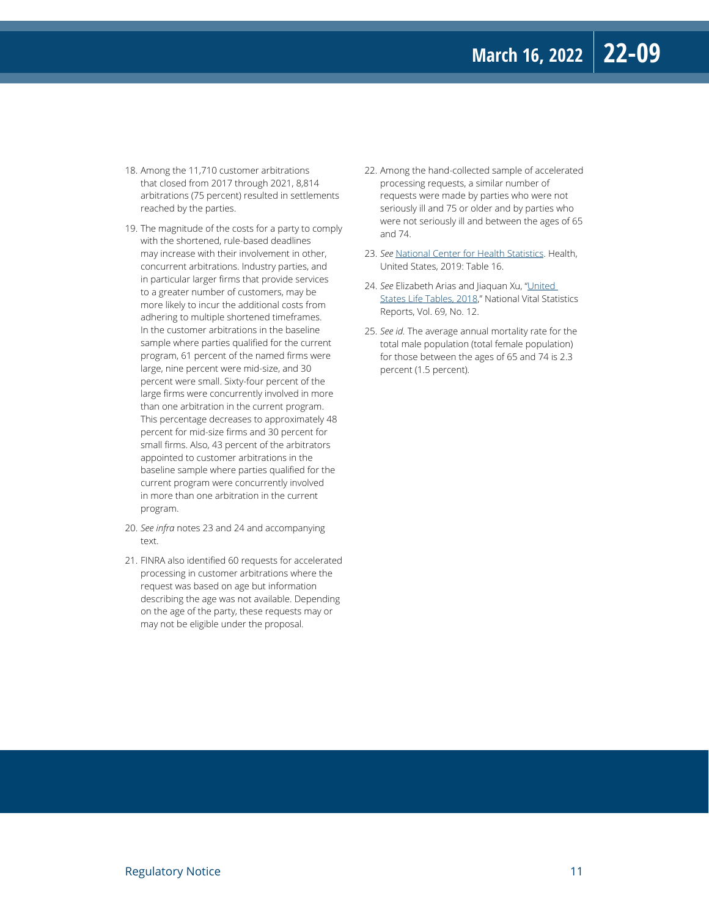18. Among the 11,710 customer arbitrations that closed from 2017 through 2021, 8,814 arbitrations (75 percent) resulted in settlements reached by the parties.

19. The magnitude of the costs for a party to comply with the shortened, rule-based deadlines may increase with their involvement in other, concurrent arbitrations. Industry parties, and in particular larger firms that provide services to a greater number of customers, may be more likely to incur the additional costs from adhering to multiple shortened timeframes. In the customer arbitrations in the baseline sample where parties qualified for the current program, 61 percent of the named firms were large, nine percent were mid-size, and 30 percent were small. Sixty-four percent of the large firms were concurrently involved in more than one arbitration in the current program. This percentage decreases to approximately 48 percent for mid-size firms and 30 percent for small firms. Also, 43 percent of the arbitrators appointed to customer arbitrations in the baseline sample where parties qualified for the current program were concurrently involved in more than one arbitration in the current program.

20. *See infra* notes 23 and 24 and accompanying text.

21. FINRA also identified 60 requests for accelerated processing in customer arbitrations where the request was based on age but information describing the age was not available. Depending on the age of the party, these requests may or may not be eligible under the proposal.

22. Among the hand-collected sample of accelerated processing requests, a similar number of requests were made by parties who were not seriously ill and 75 or older and by parties who were not seriously ill and between the ages of 65 and 74.

23. *See* National Center for Health Statistics. Health, United States, 2019: Table 16.

24. *See* Elizabeth Arias and Jiaquan Xu, "United States Life Tables, 2018," National Vital Statistics Reports, Vol. 69, No. 12.

25. *See id.* The average annual mortality rate for the total male population (total female population) for those between the ages of 65 and 74 is 2.3 percent (1.5 percent).